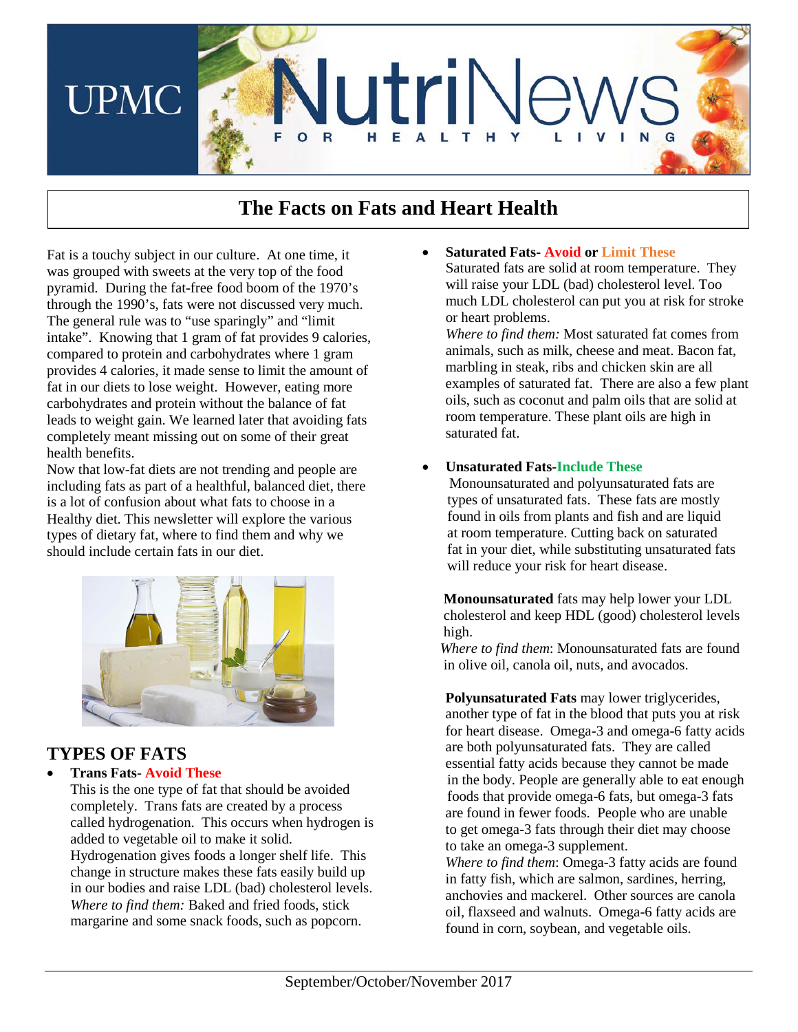# UPMC NutriNews

FOR HEALTHY LIVING

## The Facts on Fats and Heart Health

Fat is a touchy subject in our culture. At one time, it was grouped with sweets at the very top of the food pyramid. During the fat-free food boom of the 1970's through the 1990's, fats were not discussed very much. The general rule was to "use sparingly" and "limit intake". Knowing that 1 gram of fat provides 9 calories, compared to protein and carbohydrates where 1 gram provides 4 calories, it made sense to limit the amount of fat in our diets to lose weight. However, eating more carbohydrates and protein without the balance of fat leads to weight gain. We learned later that avoiding fats completely meant missing out on some of their great health benefits.

Now that low-fat diets are not trending and people are including fats as part of a healthful, balanced diet, there is a lot of confusion about what fats to choose in a Healthy diet. This newsletter will explore the various types of dietary fat, where to find them and why we should include certain fats in our diet.

## TYPES OF FATS

- **Trans Fats- Avoid These**
  This is the one type of fat that should be avoided completely. Trans fats are created by a process called hydrogenation. This occurs when hydrogen is added to vegetable oil to make it solid. Hydrogenation gives foods a longer shelf life. This change in structure makes these fats easily build up in our bodies and raise LDL (bad) cholesterol levels.
  *Where to find them:* Baked and fried foods, stick margarine and some snack foods, such as popcorn.

- **Saturated Fats- Avoid or Limit These**
  Saturated fats are solid at room temperature. They will raise your LDL (bad) cholesterol level. Too much LDL cholesterol can put you at risk for stroke or heart problems.
  *Where to find them:* Most saturated fat comes from animals, such as milk, cheese and meat. Bacon fat, marbling in steak, ribs and chicken skin are all examples of saturated fat. There are also a few plant oils, such as coconut and palm oils that are solid at room temperature. These plant oils are high in saturated fat.

- **Unsaturated Fats-Include These**
  Monounsaturated and polyunsaturated fats are types of unsaturated fats. These fats are mostly found in oils from plants and fish and are liquid at room temperature. Cutting back on saturated fat in your diet, while substituting unsaturated fats will reduce your risk for heart disease.

  **Monounsaturated** fats may help lower your LDL cholesterol and keep HDL (good) cholesterol levels high.
  *Where to find them*: Monounsaturated fats are found in olive oil, canola oil, nuts, and avocados.

  **Polyunsaturated Fats** may lower triglycerides, another type of fat in the blood that puts you at risk for heart disease. Omega-3 and omega-6 fatty acids are both polyunsaturated fats. They are called essential fatty acids because they cannot be made in the body. People are generally able to eat enough foods that provide omega-6 fats, but omega-3 fats are found in fewer foods. People who are unable to get omega-3 fats through their diet may choose to take an omega-3 supplement.
  *Where to find them*: Omega-3 fatty acids are found in fatty fish, which are salmon, sardines, herring, anchovies and mackerel. Other sources are canola oil, flaxseed and walnuts. Omega-6 fatty acids are found in corn, soybean, and vegetable oils.

September/October/November 2017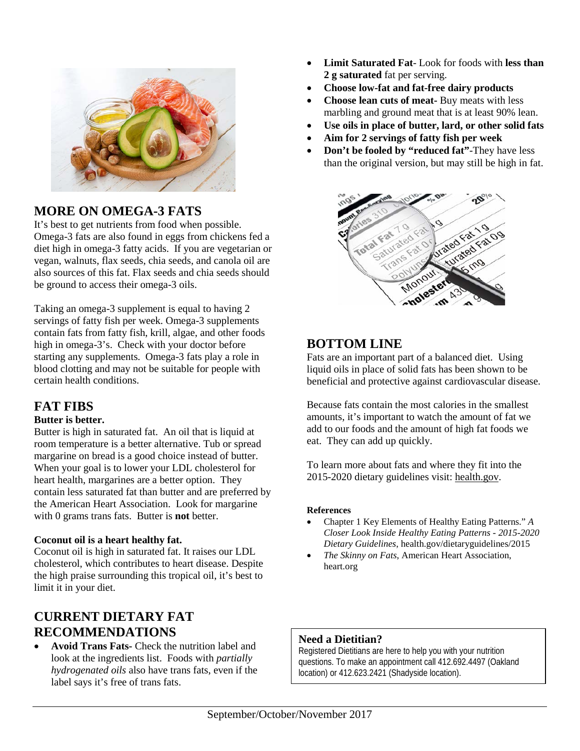## MORE ON OMEGA-3 FATS

It's best to get nutrients from food when possible. Omega-3 fats are also found in eggs from chickens fed a diet high in omega-3 fatty acids. If you are vegetarian or vegan, walnuts, flax seeds, chia seeds, and canola oil are also sources of this fat. Flax seeds and chia seeds should be ground to access their omega-3 oils.

Taking an omega-3 supplement is equal to having 2 servings of fatty fish per week. Omega-3 supplements contain fats from fatty fish, krill, algae, and other foods high in omega-3's. Check with your doctor before starting any supplements. Omega-3 fats play a role in blood clotting and may not be suitable for people with certain health conditions.

## FAT FIBS

**Butter is better.**

Butter is high in saturated fat. An oil that is liquid at room temperature is a better alternative. Tub or spread margarine on bread is a good choice instead of butter. When your goal is to lower your LDL cholesterol for heart health, margarines are a better option. They contain less saturated fat than butter and are preferred by the American Heart Association. Look for margarine with 0 grams trans fats. Butter is **not** better.

**Coconut oil is a heart healthy fat.**

Coconut oil is high in saturated fat. It raises our LDL cholesterol, which contributes to heart disease. Despite the high praise surrounding this tropical oil, it's best to limit it in your diet.

## CURRENT DIETARY FAT RECOMMENDATIONS

- **Avoid Trans Fats-** Check the nutrition label and look at the ingredients list. Foods with *partially hydrogenated oils* also have trans fats, even if the label says it's free of trans fats.
- **Limit Saturated Fat-** Look for foods with **less than 2 g saturated** fat per serving.
- **Choose low-fat and fat-free dairy products**
- **Choose lean cuts of meat-** Buy meats with less marbling and ground meat that is at least 90% lean.
- **Use oils in place of butter, lard, or other solid fats**
- **Aim for 2 servings of fatty fish per week**
- **Don't be fooled by "reduced fat"-**They have less than the original version, but may still be high in fat.

## BOTTOM LINE

Fats are an important part of a balanced diet. Using liquid oils in place of solid fats has been shown to be beneficial and protective against cardiovascular disease.

Because fats contain the most calories in the smallest amounts, it's important to watch the amount of fat we add to our foods and the amount of high fat foods we eat. They can add up quickly.

To learn more about fats and where they fit into the 2015-2020 dietary guidelines visit: health.gov.

**References**

- Chapter 1 Key Elements of Healthy Eating Patterns." *A Closer Look Inside Healthy Eating Patterns - 2015-2020 Dietary Guidelines*, health.gov/dietaryguidelines/2015
- *The Skinny on Fats*, American Heart Association, heart.org

**Need a Dietitian?**

Registered Dietitians are here to help you with your nutrition questions. To make an appointment call 412.692.4497 (Oakland location) or 412.623.2421 (Shadyside location).

September/October/November 2017